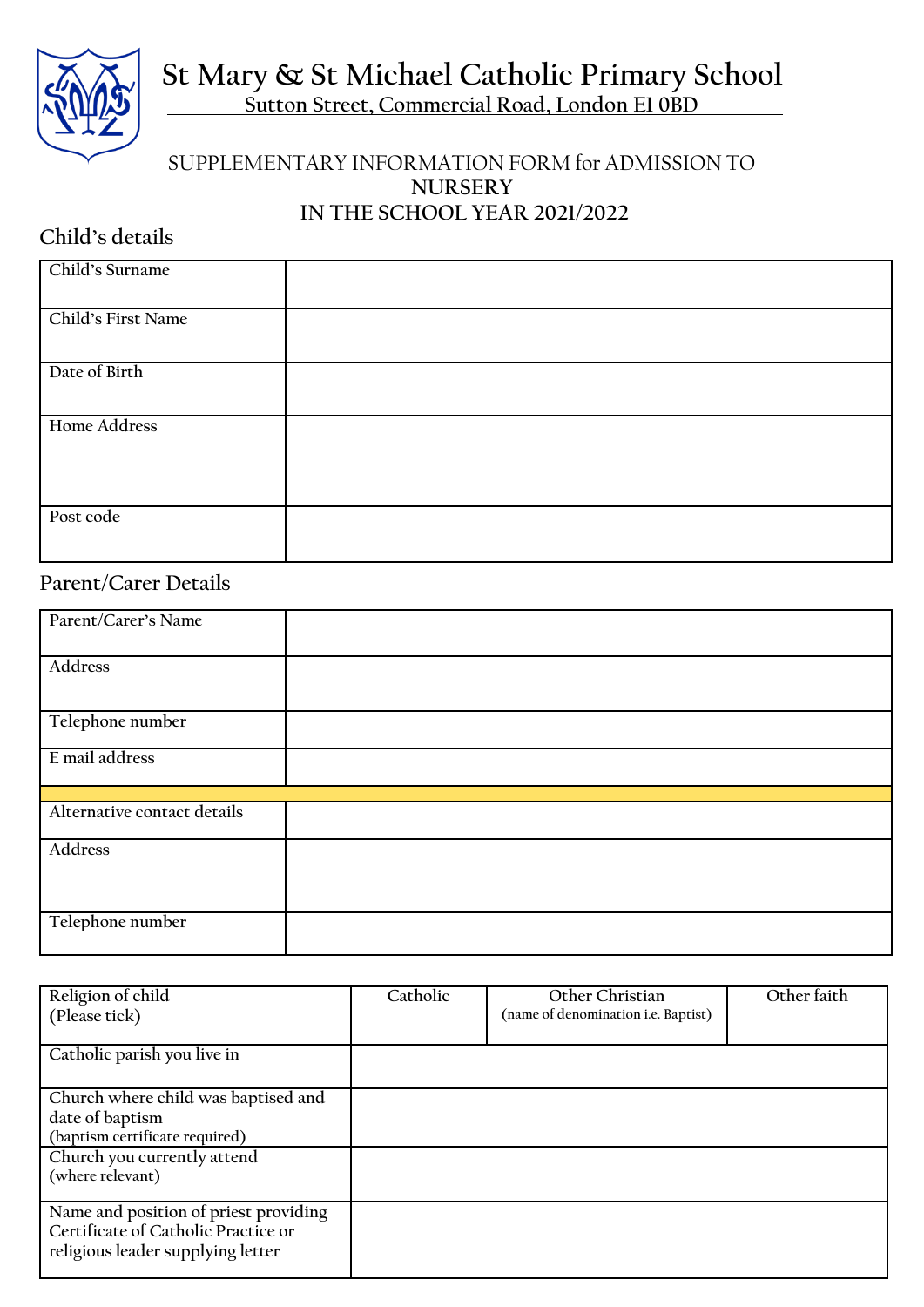# St Mary & St Michael Catholic Primary School

Sutton Street, Commercial Road, London E1 0BD

SUPPLEMENTARY INFORMATION FORM for ADMISSION TO
**NURSERY**
**IN THE SCHOOL YEAR 2021/2022**

## Child's details

| | |
|---|---|
| Child's Surname | |
| Child's First Name | |
| Date of Birth | |
| Home Address | |
| Post code | |

## Parent/Carer Details

| | |
|---|---|
| Parent/Carer's Name | |
| Address | |
| Telephone number | |
| E mail address | |
| | |
| Alternative contact details | |
| Address | |
| Telephone number | |

| | | | |
|---|---|---|---|
| Religion of child<br>(Please tick) | Catholic | Other Christian<br>(name of denomination i.e. Baptist) | Other faith |
| Catholic parish you live in | | | |
| Church where child was baptised and date of baptism<br>(baptism certificate required) | | | |
| Church you currently attend<br>(where relevant) | | | |
| Name and position of priest providing Certificate of Catholic Practice or religious leader supplying letter | | | |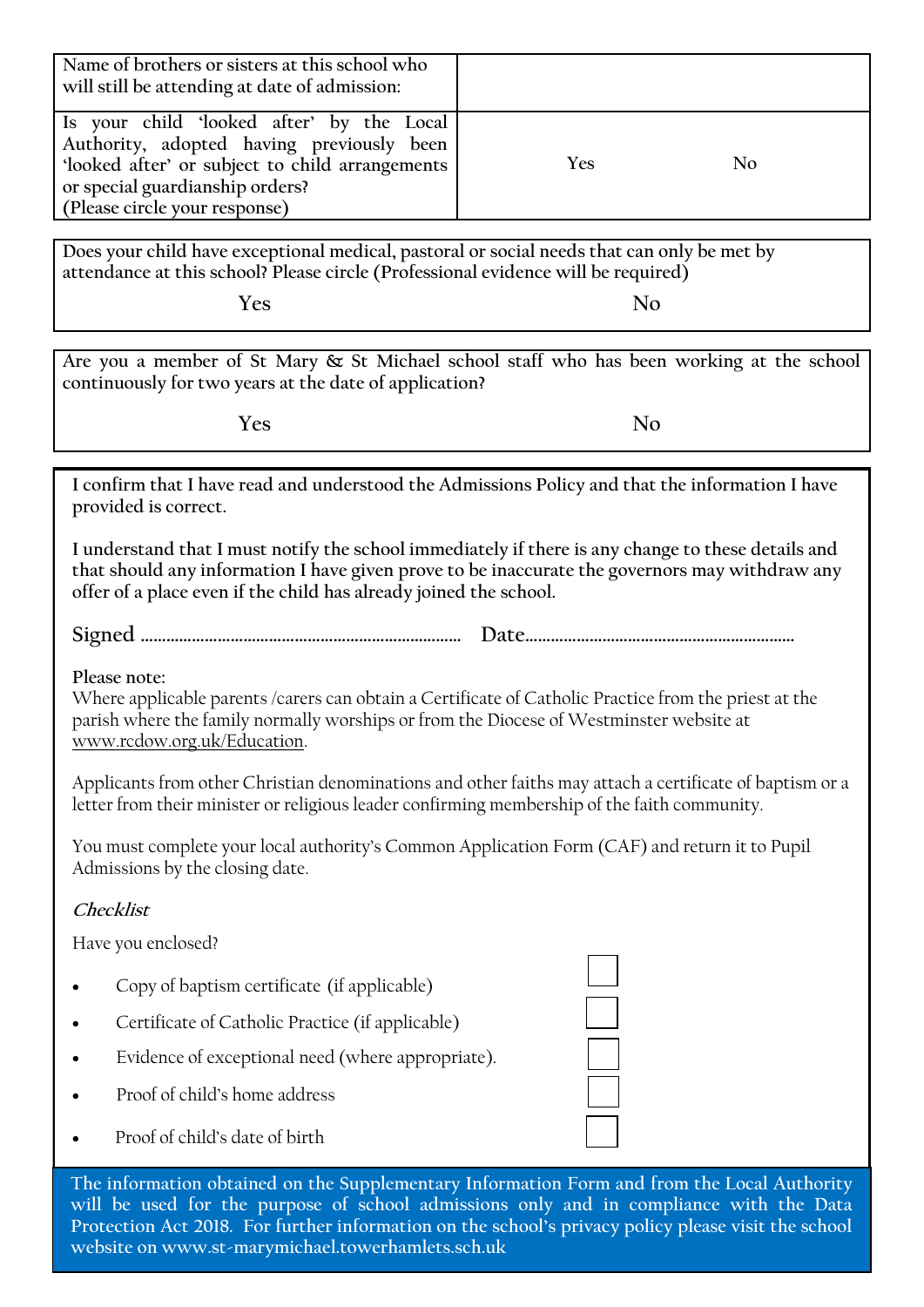| | |
|---|---|
| Name of brothers or sisters at this school who will still be attending at date of admission: | |
| Is your child 'looked after' by the Local Authority, adopted having previously been 'looked after' or subject to child arrangements or special guardianship orders? (Please circle your response) | Yes No |

**Does your child have exceptional medical, pastoral or social needs that can only be met by attendance at this school? Please circle (Professional evidence will be required)**

Yes No

**Are you a member of St Mary & St Michael school staff who has been working at the school continuously for two years at the date of application?**

Yes No

**I confirm that I have read and understood the Admissions Policy and that the information I have provided is correct.**

**I understand that I must notify the school immediately if there is any change to these details and that should any information I have given prove to be inaccurate the governors may withdraw any offer of a place even if the child has already joined the school.**

**Signed ........................................................................ Date............................................................**

**Please note:**
Where applicable parents /carers can obtain a Certificate of Catholic Practice from the priest at the parish where the family normally worships or from the Diocese of Westminster website at www.rcdow.org.uk/Education.

Applicants from other Christian denominations and other faiths may attach a certificate of baptism or a letter from their minister or religious leader confirming membership of the faith community.

You must complete your local authority's Common Application Form (CAF) and return it to Pupil Admissions by the closing date.

***Checklist***

Have you enclosed?

- Copy of baptism certificate (if applicable) ☐
- Certificate of Catholic Practice (if applicable) ☐
- Evidence of exceptional need (where appropriate). ☐
- Proof of child's home address ☐
- Proof of child's date of birth ☐

The information obtained on the Supplementary Information Form and from the Local Authority will be used for the purpose of school admissions only and in compliance with the Data Protection Act 2018. For further information on the school's privacy policy please visit the school website on www.st-marymichael.towerhamlets.sch.uk